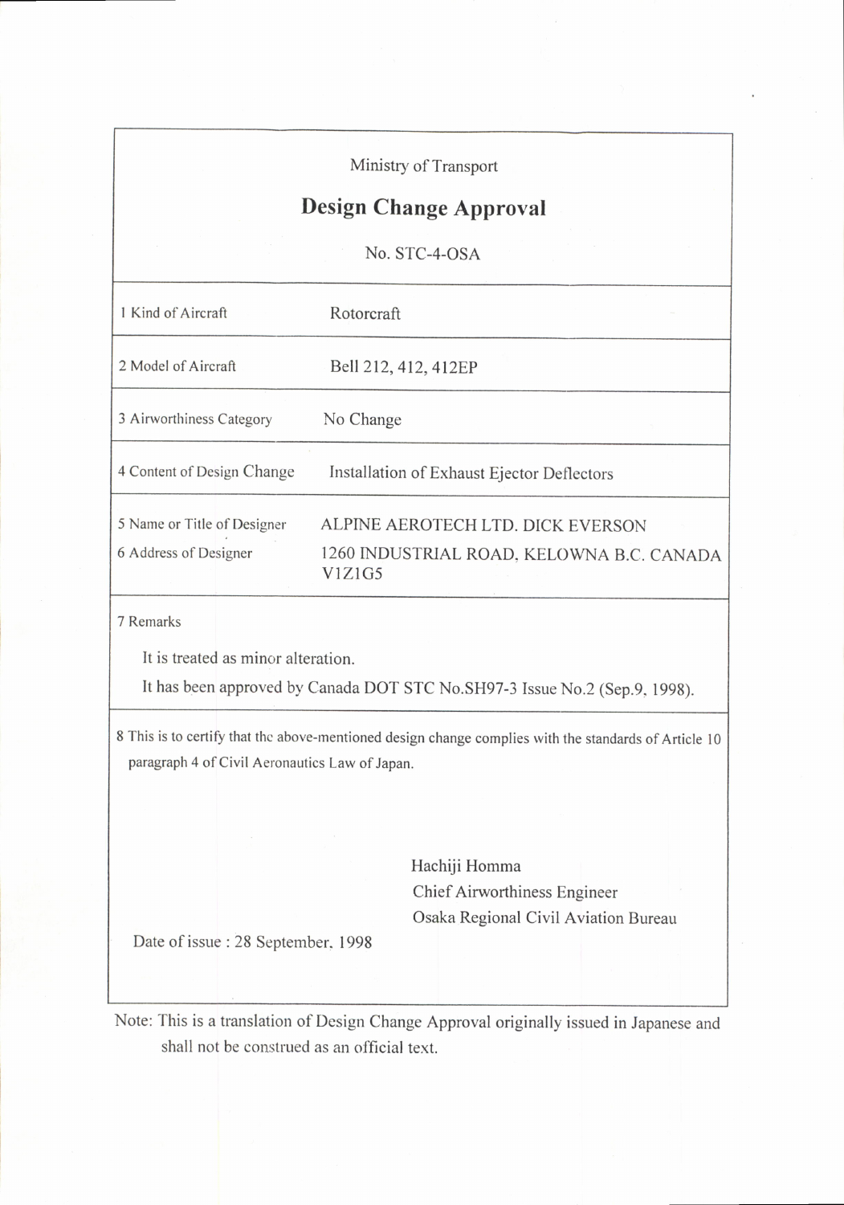Ministry of Transport

# Design Change Approval

No. STC-4-OSA

| | |
|---|---|
| 1 Kind of Aircraft | Rotorcraft |
| 2 Model of Aircraft | Bell 212, 412, 412EP |
| 3 Airworthiness Category | No Change |
| 4 Content of Design Change | Installation of Exhaust Ejector Deflectors |
| 5 Name or Title of Designer | ALPINE AEROTECH LTD. DICK EVERSON |
| 6 Address of Designer | 1260 INDUSTRIAL ROAD, KELOWNA B.C. CANADA V1Z1G5 |

7 Remarks

It is treated as minor alteration.

It has been approved by Canada DOT STC No.SH97-3 Issue No.2 (Sep.9, 1998).

8 This is to certify that the above-mentioned design change complies with the standards of Article 10 paragraph 4 of Civil Aeronautics Law of Japan.

Hachiji Homma
Chief Airworthiness Engineer
Osaka Regional Civil Aviation Bureau

Date of issue : 28 September, 1998

Note: This is a translation of Design Change Approval originally issued in Japanese and shall not be construed as an official text.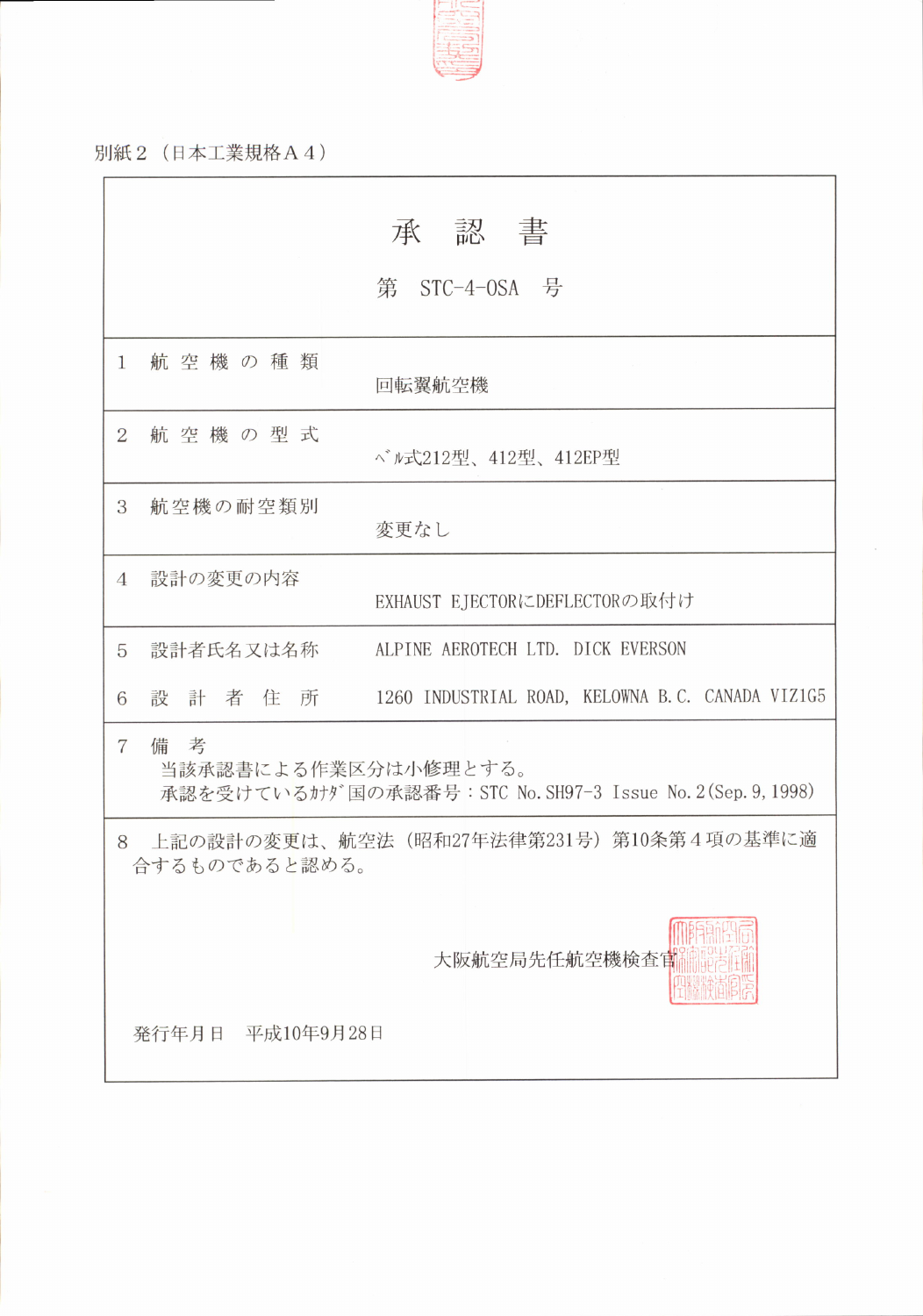別紙２（日本工業規格Ａ４）

# 承　認　書

第　STC-4-OSA　号

| | |
|---|---|
| １　航空機の種類 | 回転翼航空機 |
| ２　航空機の型式 | ﾍﾞﾙ式212型、412型、412EP型 |
| ３　航空機の耐空類別 | 変更なし |
| ４　設計の変更の内容 | EXHAUST EJECTORにDEFLECTORの取付け |
| ５　設計者氏名又は名称 | ALPINE AEROTECH LTD. DICK EVERSON |
| ６　設計者住所 | 1260 INDUSTRIAL ROAD, KELOWNA B.C. CANADA VIZ1G5 |

７　備　考

当該承認書による作業区分は小修理とする。

承認を受けているｶﾅﾀﾞ国の承認番号：STC No.SH97-3 Issue No.2(Sep.9,1998)

８　上記の設計の変更は、航空法（昭和27年法律第231号）第10条第４項の基準に適合するものであると認める。

大阪航空局先任航空機検査官

発行年月日　平成10年9月28日